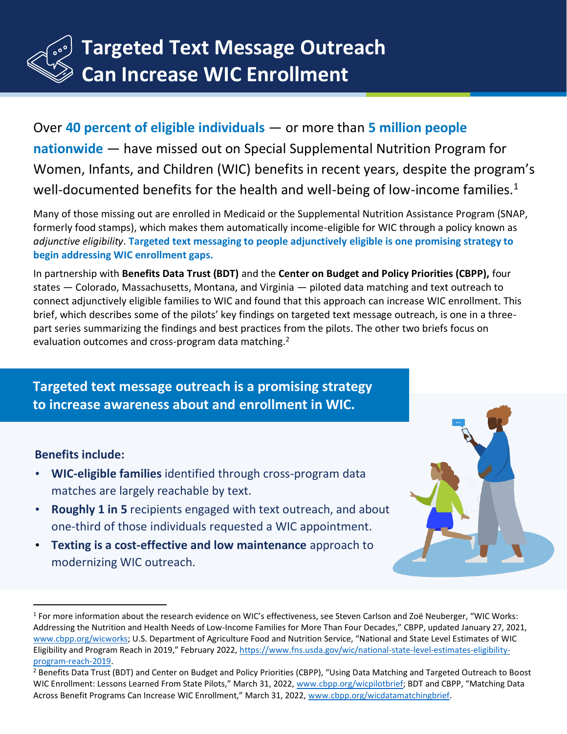# Targeted Text Message Outreach Can Increase WIC Enrollment

Over **40 percent of eligible individuals** — or more than **5 million people nationwide** — have missed out on Special Supplemental Nutrition Program for Women, Infants, and Children (WIC) benefits in recent years, despite the program's well-documented benefits for the health and well-being of low-income families.[1]

Many of those missing out are enrolled in Medicaid or the Supplemental Nutrition Assistance Program (SNAP, formerly food stamps), which makes them automatically income-eligible for WIC through a policy known as *adjunctive eligibility*. **Targeted text messaging to people adjunctively eligible is one promising strategy to begin addressing WIC enrollment gaps.**

In partnership with **Benefits Data Trust (BDT)** and the **Center on Budget and Policy Priorities (CBPP),** four states — Colorado, Massachusetts, Montana, and Virginia — piloted data matching and text outreach to connect adjunctively eligible families to WIC and found that this approach can increase WIC enrollment. This brief, which describes some of the pilots' key findings on targeted text message outreach, is one in a three-part series summarizing the findings and best practices from the pilots. The other two briefs focus on evaluation outcomes and cross-program data matching.[2]

## Targeted text message outreach is a promising strategy to increase awareness about and enrollment in WIC.

### Benefits include:

- **WIC-eligible families** identified through cross-program data matches are largely reachable by text.
- **Roughly 1 in 5** recipients engaged with text outreach, and about one-third of those individuals requested a WIC appointment.
- **Texting is a cost-effective and low maintenance** approach to modernizing WIC outreach.

---

[1] For more information about the research evidence on WIC's effectiveness, see Steven Carlson and Zoë Neuberger, "WIC Works: Addressing the Nutrition and Health Needs of Low-Income Families for More Than Four Decades," CBPP, updated January 27, 2021, www.cbpp.org/wicworks; U.S. Department of Agriculture Food and Nutrition Service, "National and State Level Estimates of WIC Eligibility and Program Reach in 2019," February 2022, https://www.fns.usda.gov/wic/national-state-level-estimates-eligibility-program-reach-2019.

[2] Benefits Data Trust (BDT) and Center on Budget and Policy Priorities (CBPP), "Using Data Matching and Targeted Outreach to Boost WIC Enrollment: Lessons Learned From State Pilots," March 31, 2022, www.cbpp.org/wicpilotbrief; BDT and CBPP, "Matching Data Across Benefit Programs Can Increase WIC Enrollment," March 31, 2022, www.cbpp.org/wicdatamatchingbrief.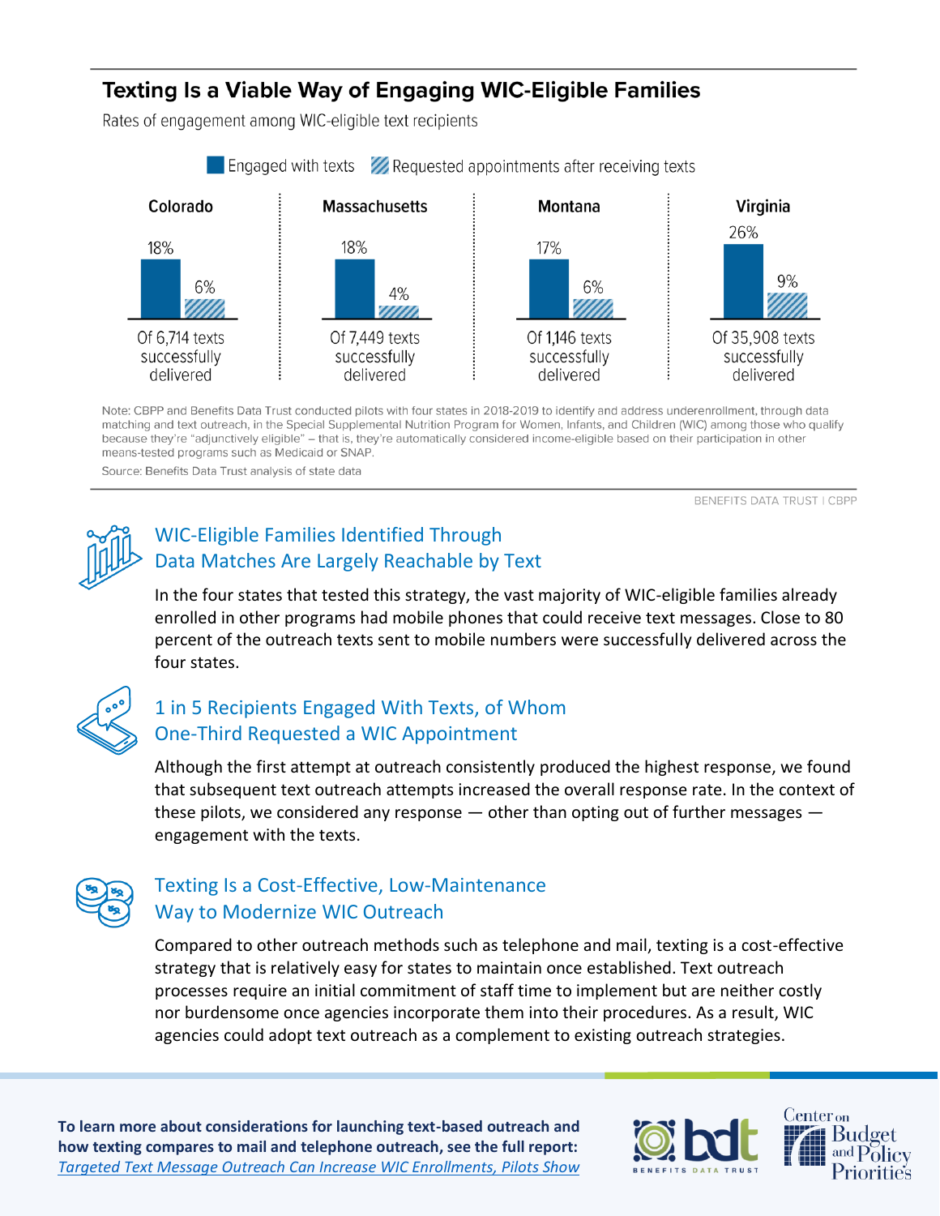## Texting Is a Viable Way of Engaging WIC-Eligible Families

Rates of engagement among WIC-eligible text recipients

Engaged with texts | Requested appointments after receiving texts

Colorado
18%
6%
Of 6,714 texts successfully delivered

Massachusetts
18%
4%
Of 7,449 texts successfully delivered

Montana
17%
6%
Of 1,146 texts successfully delivered

Virginia
26%
9%
Of 35,908 texts successfully delivered

Note: CBPP and Benefits Data Trust conducted pilots with four states in 2018-2019 to identify and address underenrollment, through data matching and text outreach, in the Special Supplemental Nutrition Program for Women, Infants, and Children (WIC) among those who qualify because they're "adjunctively eligible" – that is, they're automatically considered income-eligible based on their participation in other means-tested programs such as Medicaid or SNAP.

Source: Benefits Data Trust analysis of state data

BENEFITS DATA TRUST | CBPP

### WIC-Eligible Families Identified Through Data Matches Are Largely Reachable by Text

In the four states that tested this strategy, the vast majority of WIC-eligible families already enrolled in other programs had mobile phones that could receive text messages. Close to 80 percent of the outreach texts sent to mobile numbers were successfully delivered across the four states.

### 1 in 5 Recipients Engaged With Texts, of Whom One-Third Requested a WIC Appointment

Although the first attempt at outreach consistently produced the highest response, we found that subsequent text outreach attempts increased the overall response rate. In the context of these pilots, we considered any response — other than opting out of further messages — engagement with the texts.

### Texting Is a Cost-Effective, Low-Maintenance Way to Modernize WIC Outreach

Compared to other outreach methods such as telephone and mail, texting is a cost-effective strategy that is relatively easy for states to maintain once established. Text outreach processes require an initial commitment of staff time to implement but are neither costly nor burdensome once agencies incorporate them into their procedures. As a result, WIC agencies could adopt text outreach as a complement to existing outreach strategies.

**To learn more about considerations for launching text-based outreach and how texting compares to mail and telephone outreach, see the full report:**
*Targeted Text Message Outreach Can Increase WIC Enrollments, Pilots Show*

BENEFITS DATA TRUST

Center on Budget and Policy Priorities